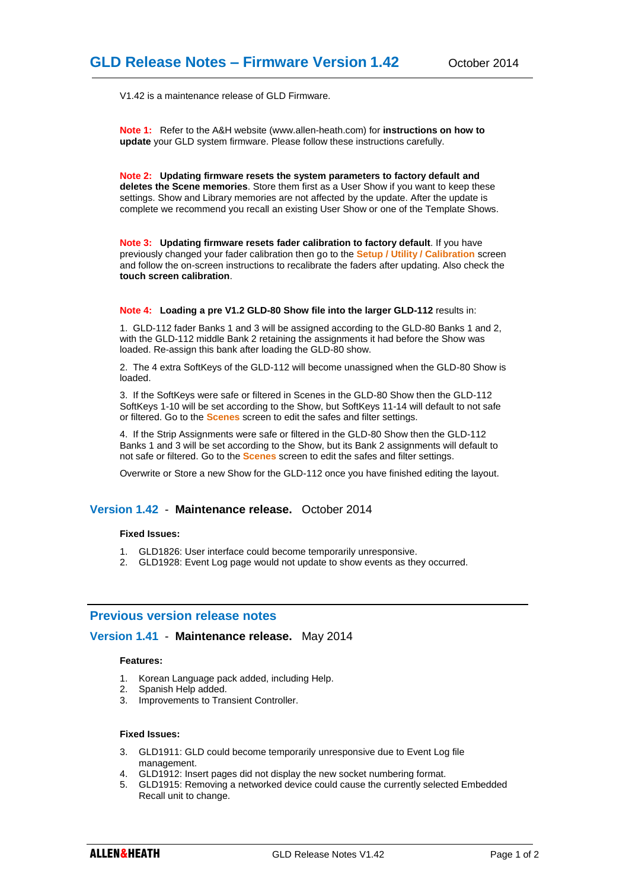# GLD Release Notes – Firmware Version 1.42

October 2014

V1.42 is a maintenance release of GLD Firmware.

**Note 1:** Refer to the A&H website (www.allen-heath.com) for **instructions on how to update** your GLD system firmware. Please follow these instructions carefully.

**Note 2:** **Updating firmware resets the system parameters to factory default and deletes the Scene memories**. Store them first as a User Show if you want to keep these settings. Show and Library memories are not affected by the update. After the update is complete we recommend you recall an existing User Show or one of the Template Shows.

**Note 3:** **Updating firmware resets fader calibration to factory default**. If you have previously changed your fader calibration then go to the **Setup / Utility / Calibration** screen and follow the on-screen instructions to recalibrate the faders after updating. Also check the **touch screen calibration**.

**Note 4:** **Loading a pre V1.2 GLD-80 Show file into the larger GLD-112** results in:

1. GLD-112 fader Banks 1 and 3 will be assigned according to the GLD-80 Banks 1 and 2, with the GLD-112 middle Bank 2 retaining the assignments it had before the Show was loaded. Re-assign this bank after loading the GLD-80 show.

2. The 4 extra SoftKeys of the GLD-112 will become unassigned when the GLD-80 Show is loaded.

3. If the SoftKeys were safe or filtered in Scenes in the GLD-80 Show then the GLD-112 SoftKeys 1-10 will be set according to the Show, but SoftKeys 11-14 will default to not safe or filtered. Go to the **Scenes** screen to edit the safes and filter settings.

4. If the Strip Assignments were safe or filtered in the GLD-80 Show then the GLD-112 Banks 1 and 3 will be set according to the Show, but its Bank 2 assignments will default to not safe or filtered. Go to the **Scenes** screen to edit the safes and filter settings.

Overwrite or Store a new Show for the GLD-112 once you have finished editing the layout.

## Version 1.42 - **Maintenance release.** October 2014

**Fixed Issues:**

1. GLD1826: User interface could become temporarily unresponsive.
2. GLD1928: Event Log page would not update to show events as they occurred.

## Previous version release notes

## Version 1.41 - **Maintenance release.** May 2014

**Features:**

1. Korean Language pack added, including Help.
2. Spanish Help added.
3. Improvements to Transient Controller.

**Fixed Issues:**

3. GLD1911: GLD could become temporarily unresponsive due to Event Log file management.
4. GLD1912: Insert pages did not display the new socket numbering format.
5. GLD1915: Removing a networked device could cause the currently selected Embedded Recall unit to change.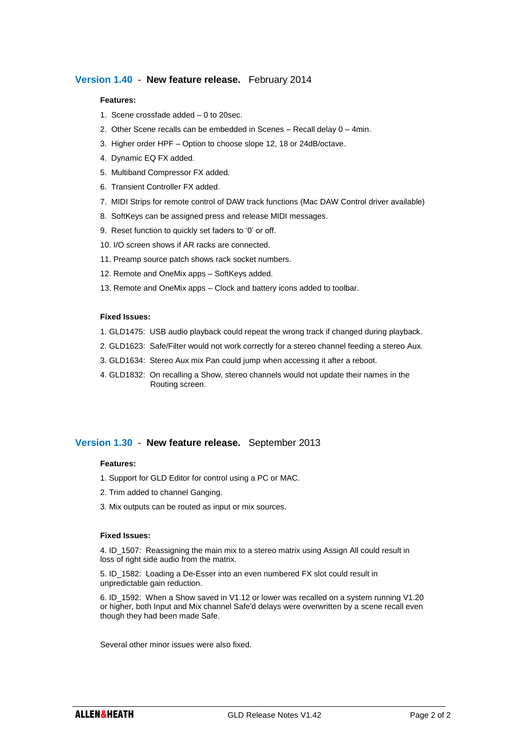## Version 1.40 - **New feature release.** February 2014

**Features:**

1. Scene crossfade added – 0 to 20sec.
2. Other Scene recalls can be embedded in Scenes – Recall delay 0 – 4min.
3. Higher order HPF – Option to choose slope 12, 18 or 24dB/octave.
4. Dynamic EQ FX added.
5. Multiband Compressor FX added.
6. Transient Controller FX added.
7. MIDI Strips for remote control of DAW track functions (Mac DAW Control driver available)
8. SoftKeys can be assigned press and release MIDI messages.
9. Reset function to quickly set faders to '0' or off.
10. I/O screen shows if AR racks are connected.
11. Preamp source patch shows rack socket numbers.
12. Remote and OneMix apps – SoftKeys added.
13. Remote and OneMix apps – Clock and battery icons added to toolbar.

**Fixed Issues:**

1. GLD1475: USB audio playback could repeat the wrong track if changed during playback.
2. GLD1623: Safe/Filter would not work correctly for a stereo channel feeding a stereo Aux.
3. GLD1634: Stereo Aux mix Pan could jump when accessing it after a reboot.
4. GLD1832: On recalling a Show, stereo channels would not update their names in the Routing screen.

## Version 1.30 - **New feature release.** September 2013

**Features:**

1. Support for GLD Editor for control using a PC or MAC.
2. Trim added to channel Ganging.
3. Mix outputs can be routed as input or mix sources.

**Fixed Issues:**

4. ID_1507: Reassigning the main mix to a stereo matrix using Assign All could result in loss of right side audio from the matrix.

5. ID_1582: Loading a De-Esser into an even numbered FX slot could result in unpredictable gain reduction.

6. ID_1592: When a Show saved in V1.12 or lower was recalled on a system running V1.20 or higher, both Input and Mix channel Safe'd delays were overwritten by a scene recall even though they had been made Safe.

Several other minor issues were also fixed.